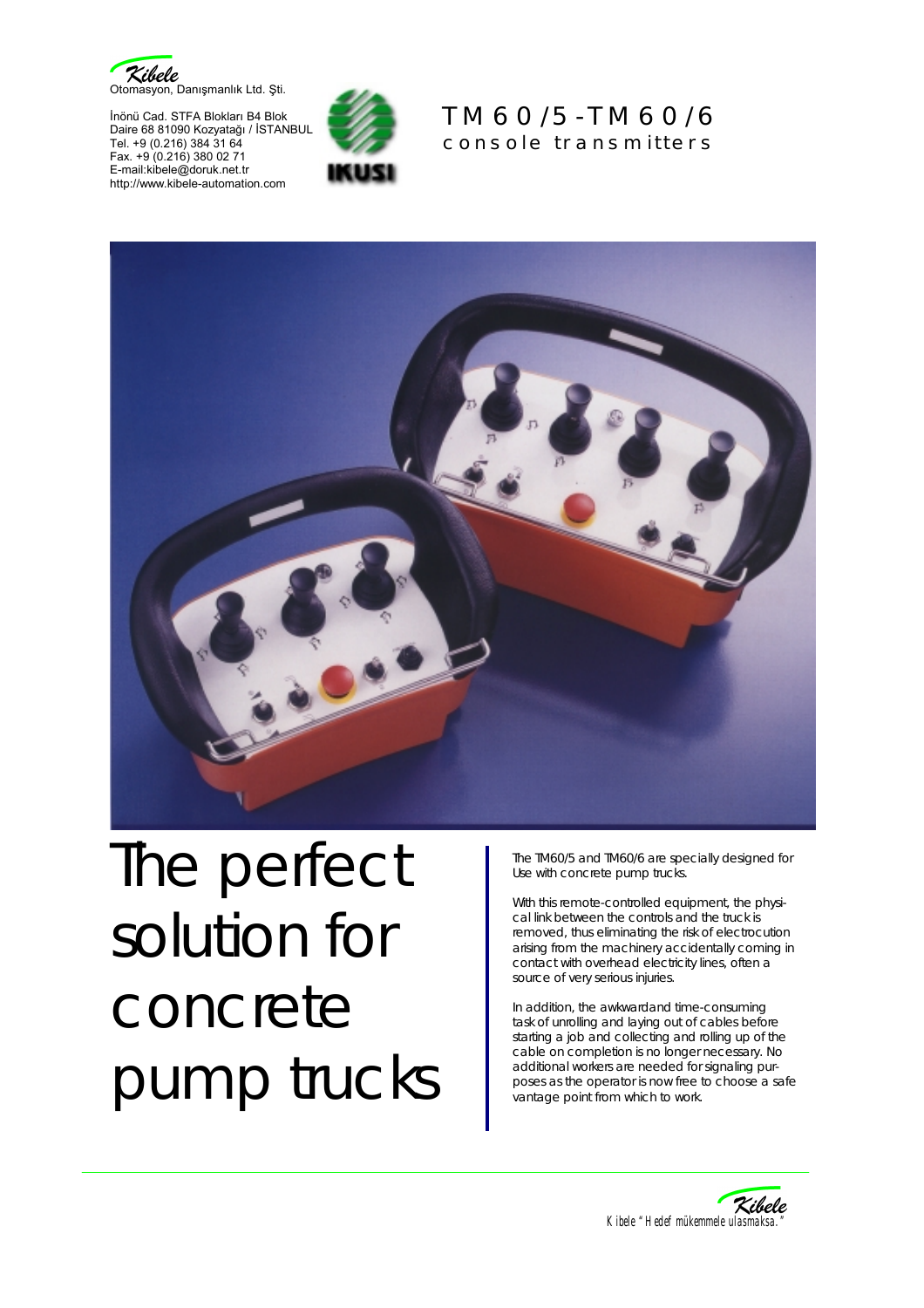Kibele
Otomasyon, Danışmanlık Ltd. Şti.

İnönü Cad. STFA Blokları B4 Blok
Daire 68 81090 Kozyatağı / İSTANBUL
Tel. +9 (0.216) 384 31 64
Fax. +9 (0.216) 380 02 71
E-mail:kibele@doruk.net.tr
http://www.kibele-automation.com

IKUSI

# TM60/5-TM60/6
## console transmitters

# The perfect solution for concrete pump trucks

The TM60/5 and TM60/6 are specially designed for Use with concrete pump trucks.

With this remote-controlled equipment, the physical link between the controls and the truck is removed, thus eliminating the risk of electrocution arising from the machinery accidentally coming in contact with overhead electricity lines, often a source of very serious injuries.

In addition, the awkward and time-consuming task of unrolling and laying out of cables before starting a job and collecting and rolling up of the cable on completion is no longer necessary. No additional workers are needed for signaling purposes as the operator is now free to choose a safe vantage point from which to work.

Kibele
Kibele "Hedef mükemmele ulasmaksa."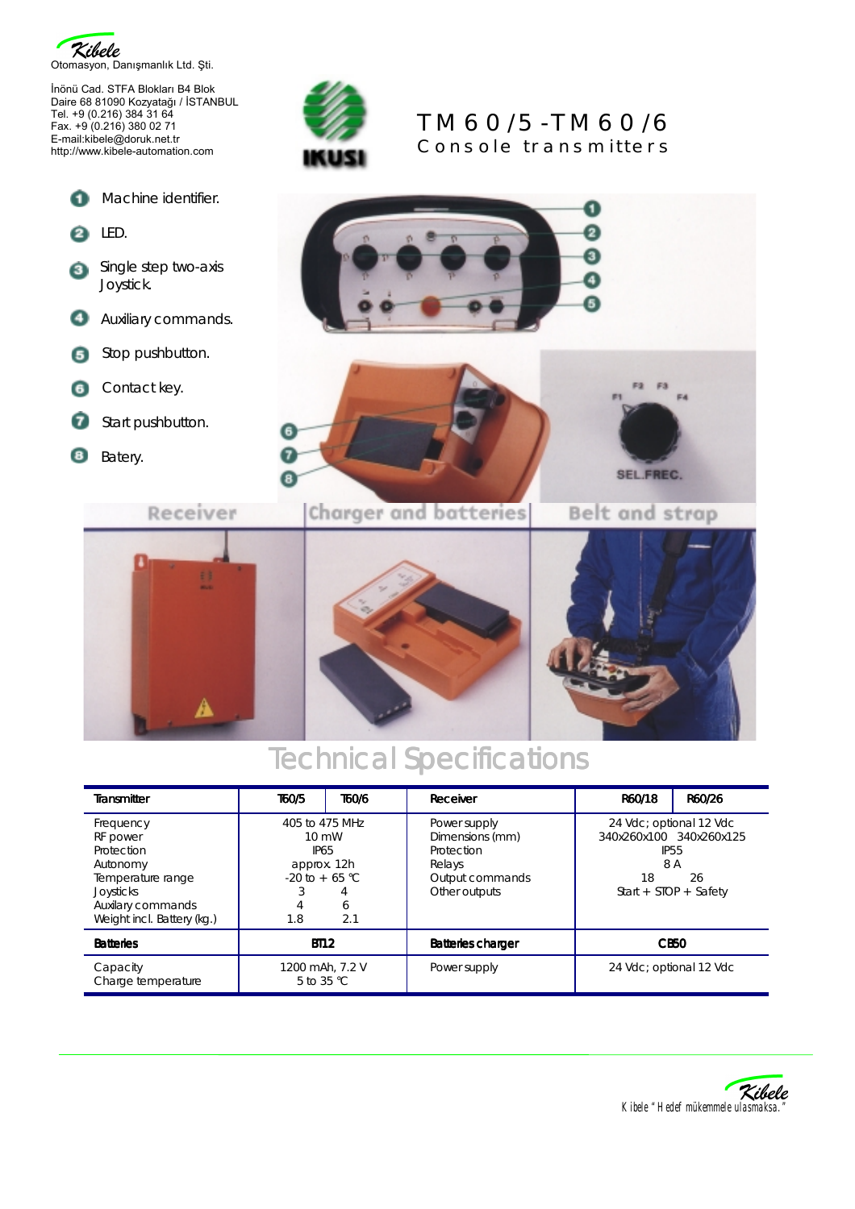Kibele

Otomasyon, Danışmanlık Ltd. Şti.

İnönü Cad. STFA Blokları B4 Blok
Daire 68 81090 Kozyatağı / İSTANBUL
Tel. +9 (0.216) 384 31 64
Fax. +9 (0.216) 380 02 71
E-mail:kibele@doruk.net.tr
http://www.kibele-automation.com

IKUSI

# TM60/5-TM60/6

## Console transmitters

1. Machine identifier.
2. LED.
3. Single step two-axis Joystick.
4. Auxiliary commands.
5. Stop pushbutton.
6. Contact key.
7. Start pushbutton.
8. Batery.

F1 F2 F3 F4

SEL.FREC.

Receiver

Charger and batteries

Belt and strap

# Technical Specifications

| Transmitter | T60/5 | T60/6 | Receiver | R60/18 | R60/26 |
|---|---|---|---|---|---|
| Frequency | 405 to 475 MHz | | Power supply | 24 Vdc; optional 12 Vdc | |
| RF power | 10 mW | | Dimensions (mm) | 340x260x100 | 340x260x125 |
| Protection | IP65 | | Protection | IP55 | |
| Autonomy | approx. 12h | | Relays | 8 A | |
| Temperature range | -20 to + 65 °C | | Output commands | 18 | 26 |
| Joysticks | 3 | 4 | Other outputs | Start + STOP + Safety | |
| Auxilary commands | 4 | 6 | | | |
| Weight incl. Battery (kg.) | 1.8 | 2.1 | | | |
| **Batteries** | **BT12** | | **Batteries charger** | **CB50** | |
| Capacity | 1200 mAh, 7.2 V | | Power supply | 24 Vdc; optional 12 Vdc | |
| Charge temperature | 5 to 35 °C | | | | |

Kibele

Kibele "Hedef mükemmele ulasmaksa."